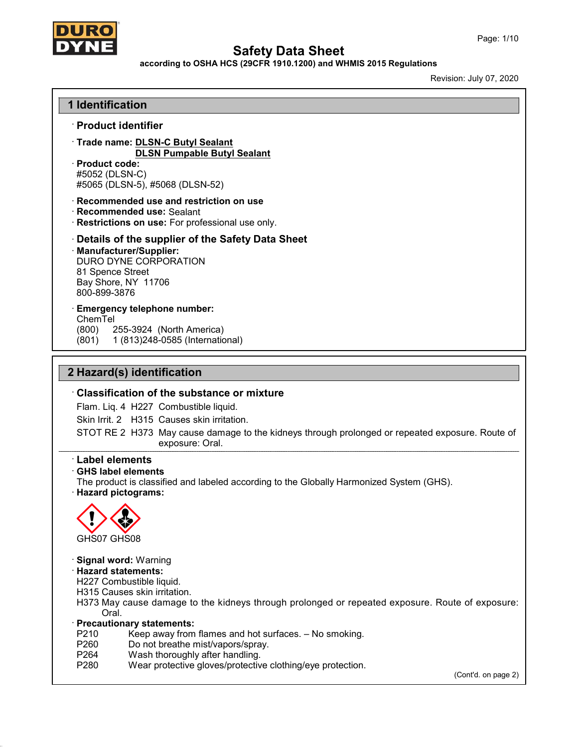# Safety Data Sheet

**according to OSHA HCS (29CFR 1910.1200) and WHMIS 2015 Regulations**

Revision: July 07, 2020

## 1 Identification

### · Product identifier

· **Trade name: DLSN-C Butyl Sealant**
**DLSN Pumpable Butyl Sealant**

· **Product code:**
#5052 (DLSN-C)
#5065 (DLSN-5), #5068 (DLSN-52)

· **Recommended use and restriction on use**
· **Recommended use:** Sealant
· **Restrictions on use:** For professional use only.

### · Details of the supplier of the Safety Data Sheet

· **Manufacturer/Supplier:**
DURO DYNE CORPORATION
81 Spence Street
Bay Shore, NY 11706
800-899-3876

· **Emergency telephone number:**
ChemTel
(800) 255-3924 (North America)
(801) 1 (813)248-0585 (International)

## 2 Hazard(s) identification

### · Classification of the substance or mixture

Flam. Liq. 4 H227 Combustible liquid.

Skin Irrit. 2 H315 Causes skin irritation.

STOT RE 2 H373 May cause damage to the kidneys through prolonged or repeated exposure. Route of exposure: Oral.

### · Label elements

· **GHS label elements**
The product is classified and labeled according to the Globally Harmonized System (GHS).

· **Hazard pictograms:**

GHS07 GHS08

· **Signal word:** Warning

· **Hazard statements:**
H227 Combustible liquid.
H315 Causes skin irritation.
H373 May cause damage to the kidneys through prolonged or repeated exposure. Route of exposure: Oral.

· **Precautionary statements:**
P210 Keep away from flames and hot surfaces. – No smoking.
P260 Do not breathe mist/vapors/spray.
P264 Wash thoroughly after handling.
P280 Wear protective gloves/protective clothing/eye protection.

(Cont'd. on page 2)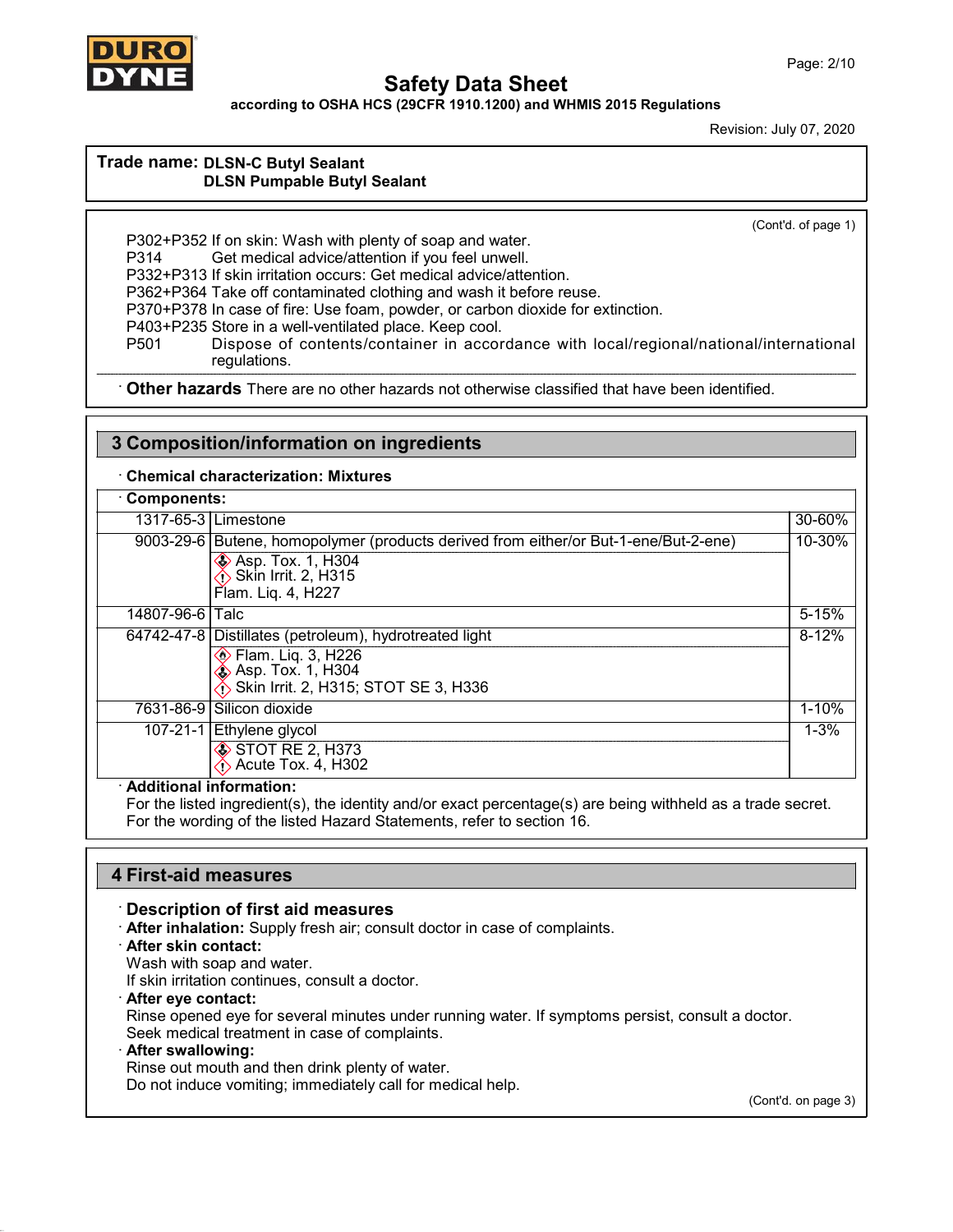Trade name: **DLSN-C Butyl Sealant**
**DLSN Pumpable Butyl Sealant**

(Cont'd. of page 1)

P302+P352 If on skin: Wash with plenty of soap and water.
P314 Get medical advice/attention if you feel unwell.
P332+P313 If skin irritation occurs: Get medical advice/attention.
P362+P364 Take off contaminated clothing and wash it before reuse.
P370+P378 In case of fire: Use foam, powder, or carbon dioxide for extinction.
P403+P235 Store in a well-ventilated place. Keep cool.
P501 Dispose of contents/container in accordance with local/regional/national/international regulations.

· **Other hazards** There are no other hazards not otherwise classified that have been identified.

## 3 Composition/information on ingredients

· **Chemical characterization: Mixtures**

· **Components:**

| CAS | Component | % |
|---|---|---|
| 1317-65-3 | Limestone | 30-60% |
| 9003-29-6 | Butene, homopolymer (products derived from either/or But-1-ene/But-2-ene)<br>Asp. Tox. 1, H304<br>Skin Irrit. 2, H315<br>Flam. Liq. 4, H227 | 10-30% |
| 14807-96-6 | Talc | 5-15% |
| 64742-47-8 | Distillates (petroleum), hydrotreated light<br>Flam. Liq. 3, H226<br>Asp. Tox. 1, H304<br>Skin Irrit. 2, H315; STOT SE 3, H336 | 8-12% |
| 7631-86-9 | Silicon dioxide | 1-10% |
| 107-21-1 | Ethylene glycol<br>STOT RE 2, H373<br>Acute Tox. 4, H302 | 1-3% |

· **Additional information:**
For the listed ingredient(s), the identity and/or exact percentage(s) are being withheld as a trade secret.
For the wording of the listed Hazard Statements, refer to section 16.

## 4 First-aid measures

· **Description of first aid measures**
· **After inhalation:** Supply fresh air; consult doctor in case of complaints.
· **After skin contact:**
Wash with soap and water.
If skin irritation continues, consult a doctor.
· **After eye contact:**
Rinse opened eye for several minutes under running water. If symptoms persist, consult a doctor.
Seek medical treatment in case of complaints.
· **After swallowing:**
Rinse out mouth and then drink plenty of water.
Do not induce vomiting; immediately call for medical help.

(Cont'd. on page 3)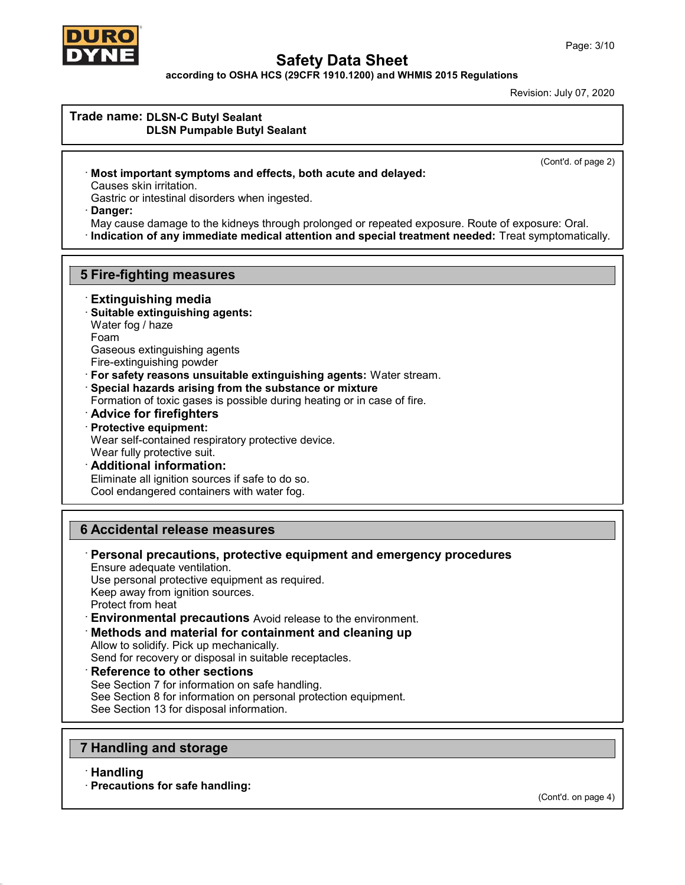Trade name: **DLSN-C Butyl Sealant**
**DLSN Pumpable Butyl Sealant**

(Cont'd. of page 2)

· **Most important symptoms and effects, both acute and delayed:**
Causes skin irritation.
Gastric or intestinal disorders when ingested.
· **Danger:**
May cause damage to the kidneys through prolonged or repeated exposure. Route of exposure: Oral.
· **Indication of any immediate medical attention and special treatment needed:** Treat symptomatically.

## 5 Fire-fighting measures

· **Extinguishing media**
· **Suitable extinguishing agents:**
Water fog / haze
Foam
Gaseous extinguishing agents
Fire-extinguishing powder
· **For safety reasons unsuitable extinguishing agents:** Water stream.
· **Special hazards arising from the substance or mixture**
Formation of toxic gases is possible during heating or in case of fire.
· **Advice for firefighters**
· **Protective equipment:**
Wear self-contained respiratory protective device.
Wear fully protective suit.
· **Additional information:**
Eliminate all ignition sources if safe to do so.
Cool endangered containers with water fog.

## 6 Accidental release measures

· **Personal precautions, protective equipment and emergency procedures**
Ensure adequate ventilation.
Use personal protective equipment as required.
Keep away from ignition sources.
Protect from heat
· **Environmental precautions** Avoid release to the environment.
· **Methods and material for containment and cleaning up**
Allow to solidify. Pick up mechanically.
Send for recovery or disposal in suitable receptacles.
· **Reference to other sections**
See Section 7 for information on safe handling.
See Section 8 for information on personal protection equipment.
See Section 13 for disposal information.

## 7 Handling and storage

· **Handling**
· **Precautions for safe handling:**

(Cont'd. on page 4)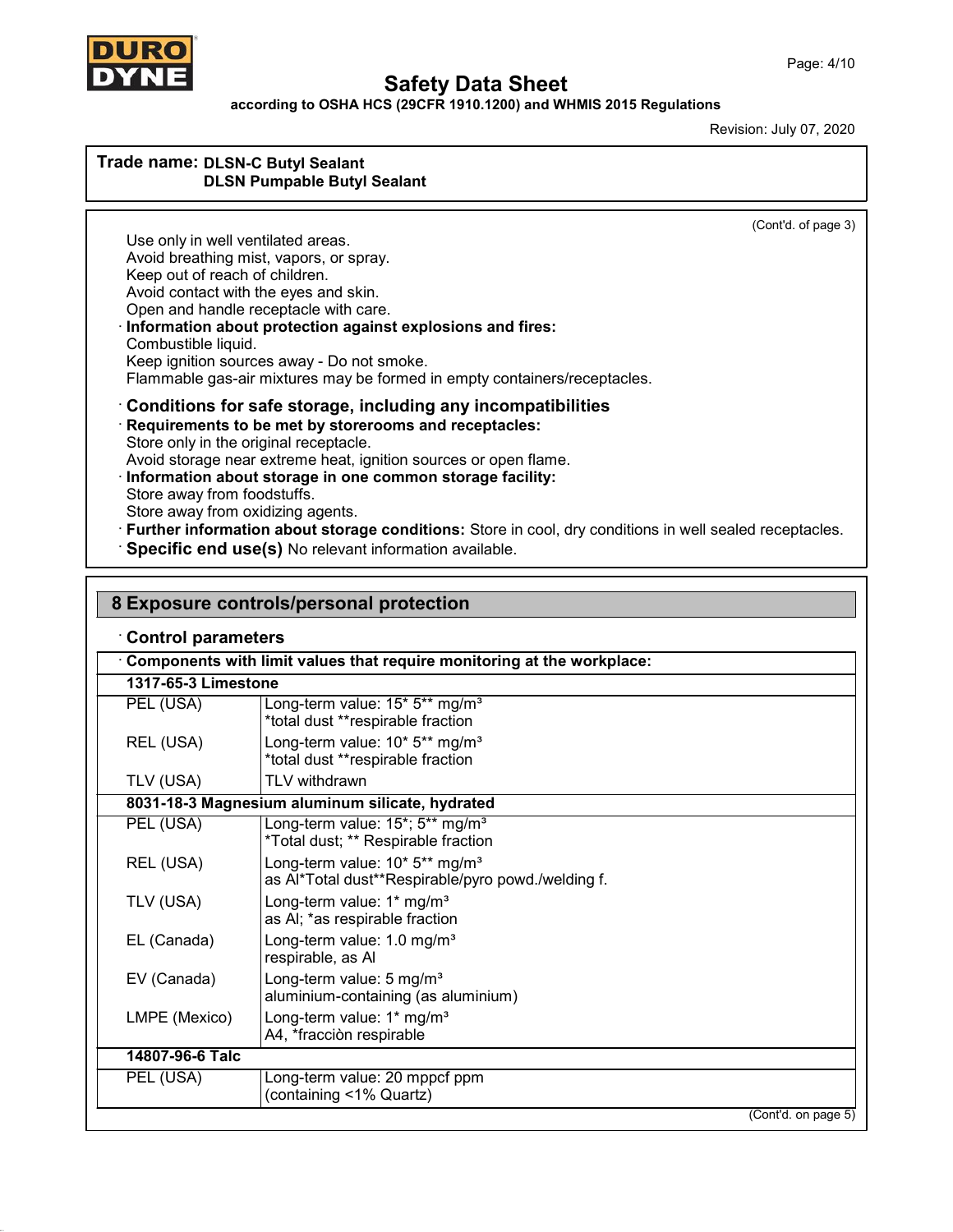**Trade name: DLSN-C Butyl Sealant**
**DLSN Pumpable Butyl Sealant**

(Cont'd. of page 3)

Use only in well ventilated areas.
Avoid breathing mist, vapors, or spray.
Keep out of reach of children.
Avoid contact with the eyes and skin.
Open and handle receptacle with care.

· **Information about protection against explosions and fires:**
Combustible liquid.
Keep ignition sources away - Do not smoke.
Flammable gas-air mixtures may be formed in empty containers/receptacles.

· **Conditions for safe storage, including any incompatibilities**

· **Requirements to be met by storerooms and receptacles:**
Store only in the original receptacle.
Avoid storage near extreme heat, ignition sources or open flame.

· **Information about storage in one common storage facility:**
Store away from foodstuffs.
Store away from oxidizing agents.

· **Further information about storage conditions:** Store in cool, dry conditions in well sealed receptacles.

· **Specific end use(s)** No relevant information available.

## 8 Exposure controls/personal protection

· **Control parameters**

| · **Components with limit values that require monitoring at the workplace:** | |
|---|---|
| **1317-65-3 Limestone** | |
| PEL (USA) | Long-term value: 15* 5** mg/m³<br>*total dust **respirable fraction |
| REL (USA) | Long-term value: 10* 5** mg/m³<br>*total dust **respirable fraction |
| TLV (USA) | TLV withdrawn |
| **8031-18-3 Magnesium aluminum silicate, hydrated** | |
| PEL (USA) | Long-term value: 15*; 5** mg/m³<br>*Total dust; ** Respirable fraction |
| REL (USA) | Long-term value: 10* 5** mg/m³<br>as Al*Total dust**Respirable/pyro powd./welding f. |
| TLV (USA) | Long-term value: 1* mg/m³<br>as Al; *as respirable fraction |
| EL (Canada) | Long-term value: 1.0 mg/m³<br>respirable, as Al |
| EV (Canada) | Long-term value: 5 mg/m³<br>aluminium-containing (as aluminium) |
| LMPE (Mexico) | Long-term value: 1* mg/m³<br>A4, *fracciòn respirable |
| **14807-96-6 Talc** | |
| PEL (USA) | Long-term value: 20 mppcf ppm<br>(containing <1% Quartz) |

(Cont'd. on page 5)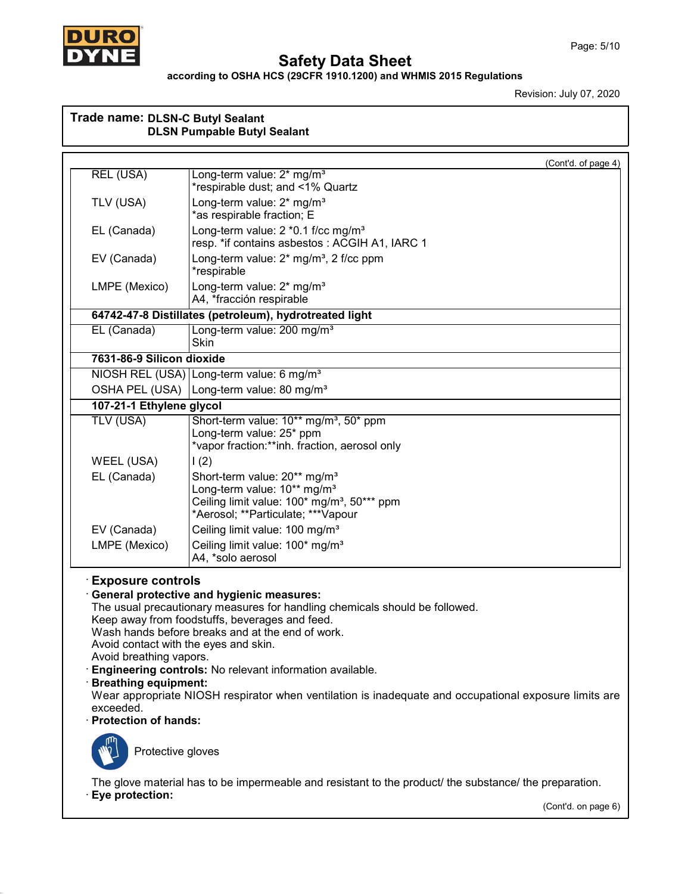**Trade name: DLSN-C Butyl Sealant**
**DLSN Pumpable Butyl Sealant**

(Cont'd. of page 4)

| | |
|---|---|
| REL (USA) | Long-term value: 2* mg/m³<br>*respirable dust; and <1% Quartz |
| TLV (USA) | Long-term value: 2* mg/m³<br>*as respirable fraction; E |
| EL (Canada) | Long-term value: 2 *0.1 f/cc mg/m³<br>resp. *if contains asbestos : ACGIH A1, IARC 1 |
| EV (Canada) | Long-term value: 2* mg/m³, 2 f/cc ppm<br>*respirable |
| LMPE (Mexico) | Long-term value: 2* mg/m³<br>A4, *fracción respirable |
| **64742-47-8 Distillates (petroleum), hydrotreated light** | |
| EL (Canada) | Long-term value: 200 mg/m³<br>Skin |
| **7631-86-9 Silicon dioxide** | |
| NIOSH REL (USA) | Long-term value: 6 mg/m³ |
| OSHA PEL (USA) | Long-term value: 80 mg/m³ |
| **107-21-1 Ethylene glycol** | |
| TLV (USA) | Short-term value: 10** mg/m³, 50* ppm<br>Long-term value: 25* ppm<br>*vapor fraction:**inh. fraction, aerosol only |
| WEEL (USA) | I (2) |
| EL (Canada) | Short-term value: 20** mg/m³<br>Long-term value: 10** mg/m³<br>Ceiling limit value: 100* mg/m³, 50*** ppm<br>*Aerosol; **Particulate; ***Vapour |
| EV (Canada) | Ceiling limit value: 100 mg/m³ |
| LMPE (Mexico) | Ceiling limit value: 100* mg/m³<br>A4, *solo aerosol |

· **Exposure controls**

· **General protective and hygienic measures:**
The usual precautionary measures for handling chemicals should be followed.
Keep away from foodstuffs, beverages and feed.
Wash hands before breaks and at the end of work.
Avoid contact with the eyes and skin.
Avoid breathing vapors.

· **Engineering controls:** No relevant information available.

· **Breathing equipment:**
Wear appropriate NIOSH respirator when ventilation is inadequate and occupational exposure limits are exceeded.

· **Protection of hands:**

Protective gloves

The glove material has to be impermeable and resistant to the product/ the substance/ the preparation.

· **Eye protection:**

(Cont'd. on page 6)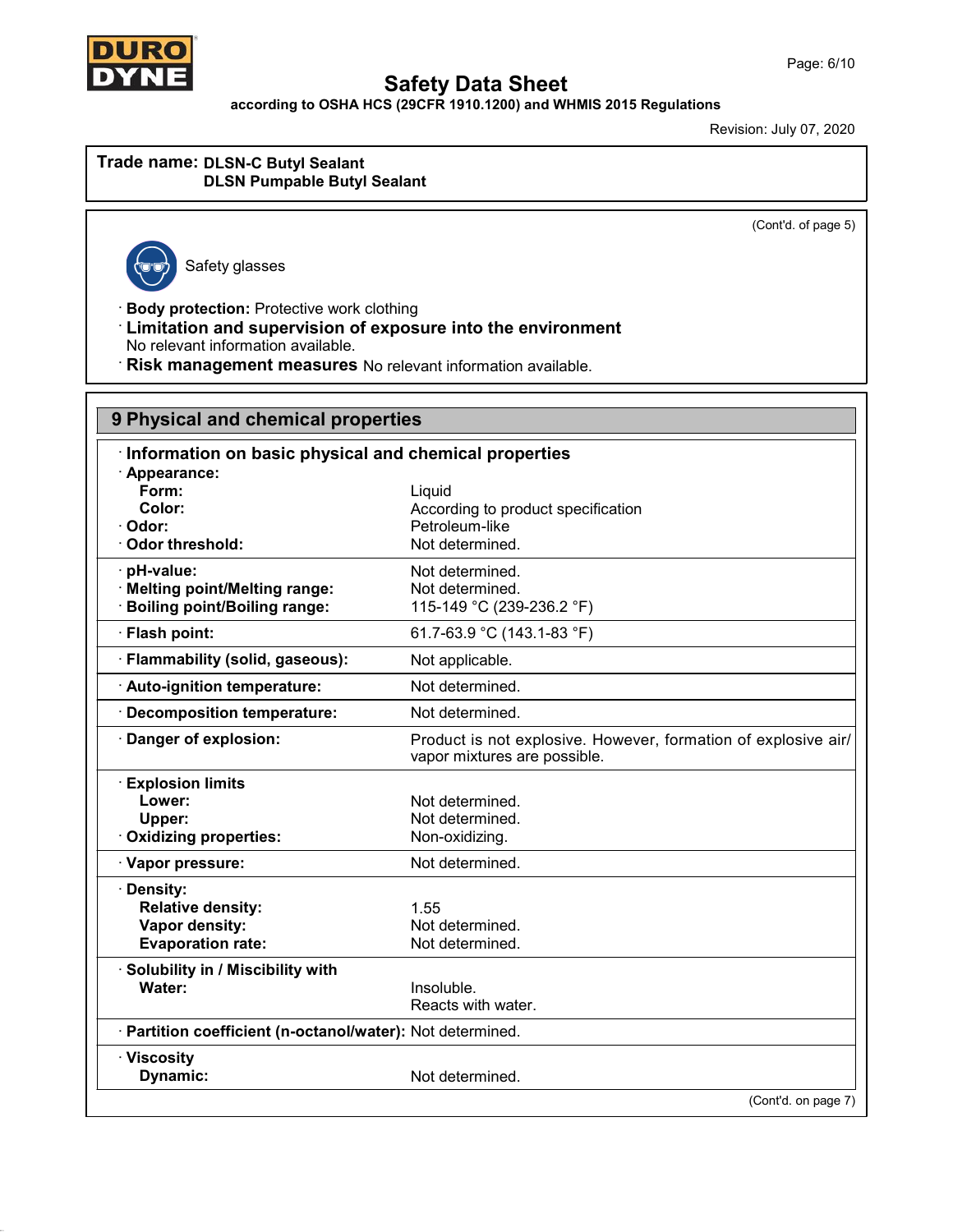Trade name: **DLSN-C Butyl Sealant**
**DLSN Pumpable Butyl Sealant**

(Cont'd. of page 5)

Safety glasses

· **Body protection:** Protective work clothing
· **Limitation and supervision of exposure into the environment**
No relevant information available.
· **Risk management measures** No relevant information available.

## 9 Physical and chemical properties

| | |
|---|---|
| · **Information on basic physical and chemical properties** | |
| · **Appearance:** | |
| **Form:** | Liquid |
| **Color:** | According to product specification |
| · **Odor:** | Petroleum-like |
| · **Odor threshold:** | Not determined. |
| · **pH-value:** | Not determined. |
| · **Melting point/Melting range:** | Not determined. |
| · **Boiling point/Boiling range:** | 115-149 °C (239-236.2 °F) |
| · **Flash point:** | 61.7-63.9 °C (143.1-83 °F) |
| · **Flammability (solid, gaseous):** | Not applicable. |
| · **Auto-ignition temperature:** | Not determined. |
| · **Decomposition temperature:** | Not determined. |
| · **Danger of explosion:** | Product is not explosive. However, formation of explosive air/vapor mixtures are possible. |
| · **Explosion limits** | |
| **Lower:** | Not determined. |
| **Upper:** | Not determined. |
| · **Oxidizing properties:** | Non-oxidizing. |
| · **Vapor pressure:** | Not determined. |
| · **Density:** | |
| **Relative density:** | 1.55 |
| **Vapor density:** | Not determined. |
| **Evaporation rate:** | Not determined. |
| · **Solubility in / Miscibility with** | |
| **Water:** | Insoluble. Reacts with water. |
| · **Partition coefficient (n-octanol/water):** | Not determined. |
| · **Viscosity** | |
| **Dynamic:** | Not determined. |

(Cont'd. on page 7)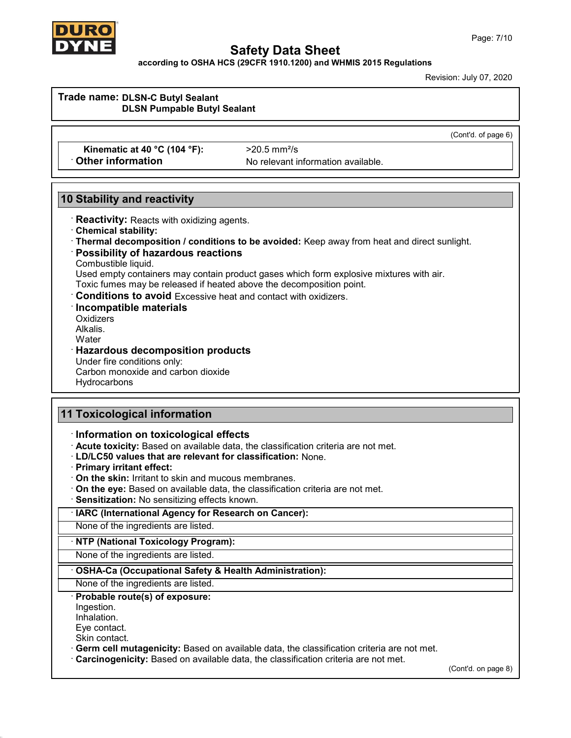**Trade name: DLSN-C Butyl Sealant**
**DLSN Pumpable Butyl Sealant**

(Cont'd. of page 6)

| | |
|---|---|
| **Kinematic at 40 °C (104 °F):** | >20.5 $mm^2/s$ |
| · **Other information** | No relevant information available. |

## 10 Stability and reactivity

· **Reactivity:** Reacts with oxidizing agents.
· **Chemical stability:**
· **Thermal decomposition / conditions to be avoided:** Keep away from heat and direct sunlight.
· **Possibility of hazardous reactions**
Combustible liquid.
Used empty containers may contain product gases which form explosive mixtures with air.
Toxic fumes may be released if heated above the decomposition point.
· **Conditions to avoid** Excessive heat and contact with oxidizers.
· **Incompatible materials**
Oxidizers
Alkalis.
Water
· **Hazardous decomposition products**
Under fire conditions only:
Carbon monoxide and carbon dioxide
Hydrocarbons

## 11 Toxicological information

· **Information on toxicological effects**
· **Acute toxicity:** Based on available data, the classification criteria are not met.
· **LD/LC50 values that are relevant for classification:** None.
· **Primary irritant effect:**
· **On the skin:** Irritant to skin and mucous membranes.
· **On the eye:** Based on available data, the classification criteria are not met.
· **Sensitization:** No sensitizing effects known.

· **IARC (International Agency for Research on Cancer):**
None of the ingredients are listed.

· **NTP (National Toxicology Program):**
None of the ingredients are listed.

· **OSHA-Ca (Occupational Safety & Health Administration):**
None of the ingredients are listed.

· **Probable route(s) of exposure:**
Ingestion.
Inhalation.
Eye contact.
Skin contact.
· **Germ cell mutagenicity:** Based on available data, the classification criteria are not met.
· **Carcinogenicity:** Based on available data, the classification criteria are not met.

(Cont'd. on page 8)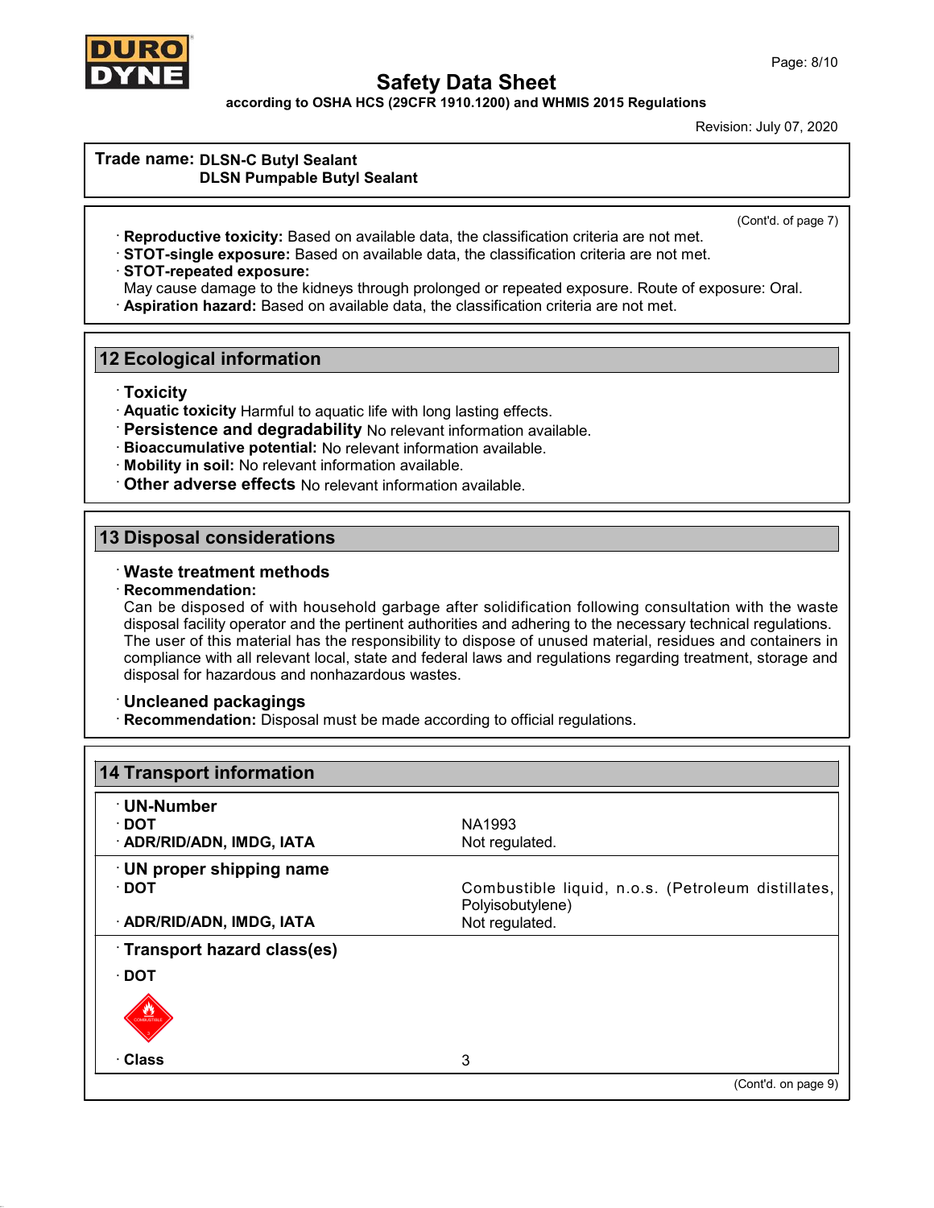Trade name: **DLSN-C Butyl Sealant**
**DLSN Pumpable Butyl Sealant**

(Cont'd. of page 7)

- **Reproductive toxicity:** Based on available data, the classification criteria are not met.
- **STOT-single exposure:** Based on available data, the classification criteria are not met.
- **STOT-repeated exposure:**
  May cause damage to the kidneys through prolonged or repeated exposure. Route of exposure: Oral.
- **Aspiration hazard:** Based on available data, the classification criteria are not met.

## 12 Ecological information

- **Toxicity**
- **Aquatic toxicity** Harmful to aquatic life with long lasting effects.
- **Persistence and degradability** No relevant information available.
- **Bioaccumulative potential:** No relevant information available.
- **Mobility in soil:** No relevant information available.
- **Other adverse effects** No relevant information available.

## 13 Disposal considerations

- **Waste treatment methods**
- **Recommendation:**
  Can be disposed of with household garbage after solidification following consultation with the waste disposal facility operator and the pertinent authorities and adhering to the necessary technical regulations.
  The user of this material has the responsibility to dispose of unused material, residues and containers in compliance with all relevant local, state and federal laws and regulations regarding treatment, storage and disposal for hazardous and nonhazardous wastes.

- **Uncleaned packagings**
- **Recommendation:** Disposal must be made according to official regulations.

## 14 Transport information

| | |
|---|---|
| **UN-Number** | |
| **DOT** | NA1993 |
| **ADR/RID/ADN, IMDG, IATA** | Not regulated. |
| **UN proper shipping name** | |
| **DOT** | Combustible liquid, n.o.s. (Petroleum distillates, Polyisobutylene) |
| **ADR/RID/ADN, IMDG, IATA** | Not regulated. |
| **Transport hazard class(es)** | |
| **DOT** | |
| **Class** | 3 |

(Cont'd. on page 9)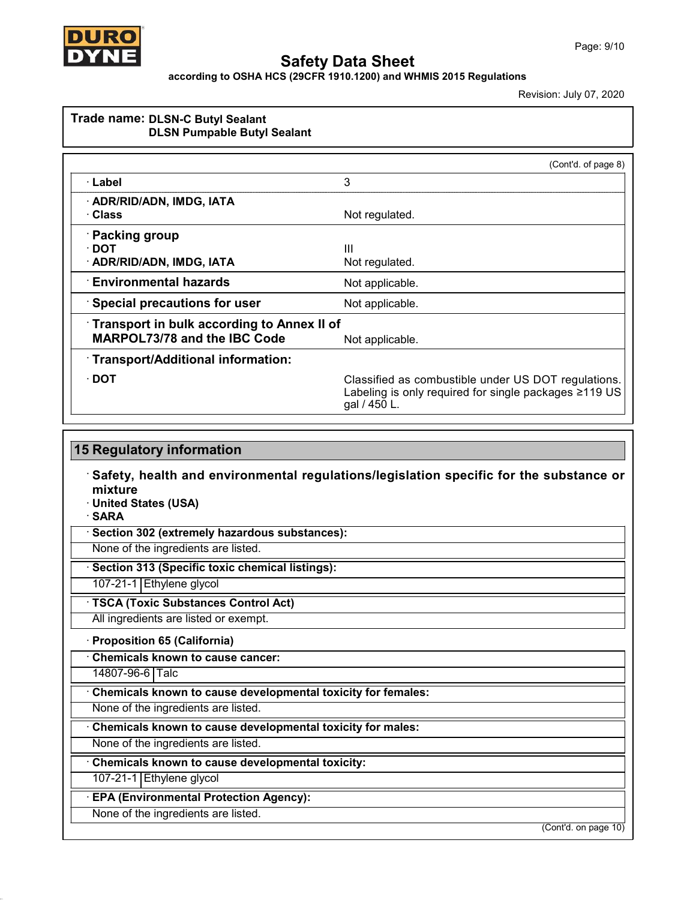**Trade name: DLSN-C Butyl Sealant**
**DLSN Pumpable Butyl Sealant**

(Cont'd. of page 8)

| | |
|---|---|
| · **Label** | 3 |
| · **ADR/RID/ADN, IMDG, IATA** | |
| · **Class** | Not regulated. |
| · **Packing group** | |
| · **DOT** | III |
| · **ADR/RID/ADN, IMDG, IATA** | Not regulated. |
| · **Environmental hazards** | Not applicable. |
| · **Special precautions for user** | Not applicable. |
| · **Transport in bulk according to Annex II of MARPOL73/78 and the IBC Code** | Not applicable. |
| · **Transport/Additional information:** | |
| · **DOT** | Classified as combustible under US DOT regulations. Labeling is only required for single packages ≥119 US gal / 450 L. |

## 15 Regulatory information

· **Safety, health and environmental regulations/legislation specific for the substance or mixture**
· **United States (USA)**
· **SARA**

· **Section 302 (extremely hazardous substances):**
None of the ingredients are listed.

· **Section 313 (Specific toxic chemical listings):**

| | |
|---|---|
| 107-21-1 | Ethylene glycol |

· **TSCA (Toxic Substances Control Act)**
All ingredients are listed or exempt.

· **Proposition 65 (California)**

· **Chemicals known to cause cancer:**

| | |
|---|---|
| 14807-96-6 | Talc |

· **Chemicals known to cause developmental toxicity for females:**
None of the ingredients are listed.

· **Chemicals known to cause developmental toxicity for males:**
None of the ingredients are listed.

· **Chemicals known to cause developmental toxicity:**

| | |
|---|---|
| 107-21-1 | Ethylene glycol |

· **EPA (Environmental Protection Agency):**
None of the ingredients are listed.

(Cont'd. on page 10)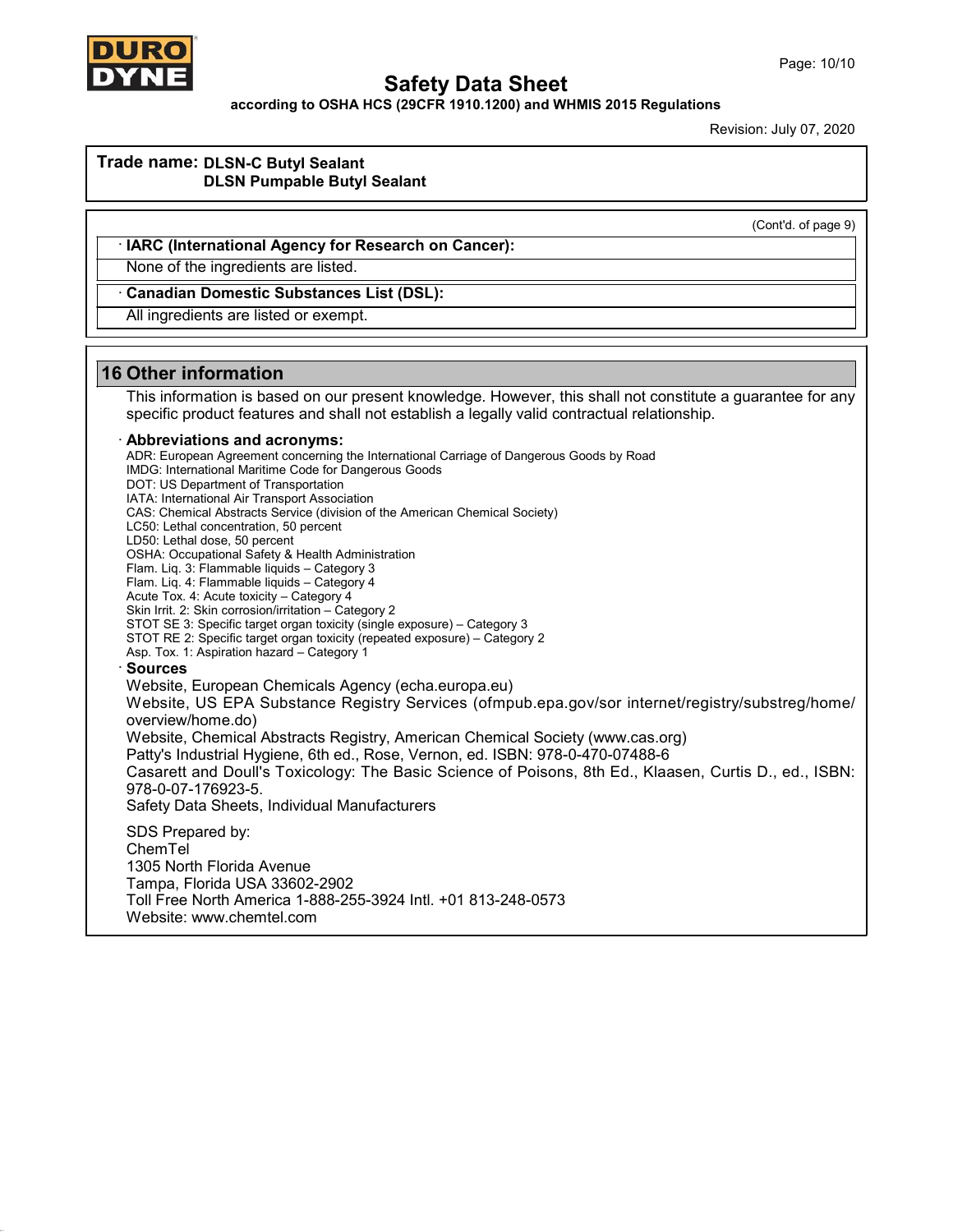**Trade name: DLSN-C Butyl Sealant**
**DLSN Pumpable Butyl Sealant**

(Cont'd. of page 9)

· **IARC (International Agency for Research on Cancer):**

None of the ingredients are listed.

· **Canadian Domestic Substances List (DSL):**

All ingredients are listed or exempt.

## 16 Other information

This information is based on our present knowledge. However, this shall not constitute a guarantee for any specific product features and shall not establish a legally valid contractual relationship.

· **Abbreviations and acronyms:**

ADR: European Agreement concerning the International Carriage of Dangerous Goods by Road
IMDG: International Maritime Code for Dangerous Goods
DOT: US Department of Transportation
IATA: International Air Transport Association
CAS: Chemical Abstracts Service (division of the American Chemical Society)
LC50: Lethal concentration, 50 percent
LD50: Lethal dose, 50 percent
OSHA: Occupational Safety & Health Administration
Flam. Liq. 3: Flammable liquids – Category 3
Flam. Liq. 4: Flammable liquids – Category 4
Acute Tox. 4: Acute toxicity – Category 4
Skin Irrit. 2: Skin corrosion/irritation – Category 2
STOT SE 3: Specific target organ toxicity (single exposure) – Category 3
STOT RE 2: Specific target organ toxicity (repeated exposure) – Category 2
Asp. Tox. 1: Aspiration hazard – Category 1

· **Sources**

Website, European Chemicals Agency (echa.europa.eu)
Website, US EPA Substance Registry Services (ofmpub.epa.gov/sor internet/registry/substreg/home/overview/home.do)
Website, Chemical Abstracts Registry, American Chemical Society (www.cas.org)
Patty's Industrial Hygiene, 6th ed., Rose, Vernon, ed. ISBN: 978-0-470-07488-6
Casarett and Doull's Toxicology: The Basic Science of Poisons, 8th Ed., Klaasen, Curtis D., ed., ISBN: 978-0-07-176923-5.
Safety Data Sheets, Individual Manufacturers

SDS Prepared by:
ChemTel
1305 North Florida Avenue
Tampa, Florida USA 33602-2902
Toll Free North America 1-888-255-3924 Intl. +01 813-248-0573
Website: www.chemtel.com